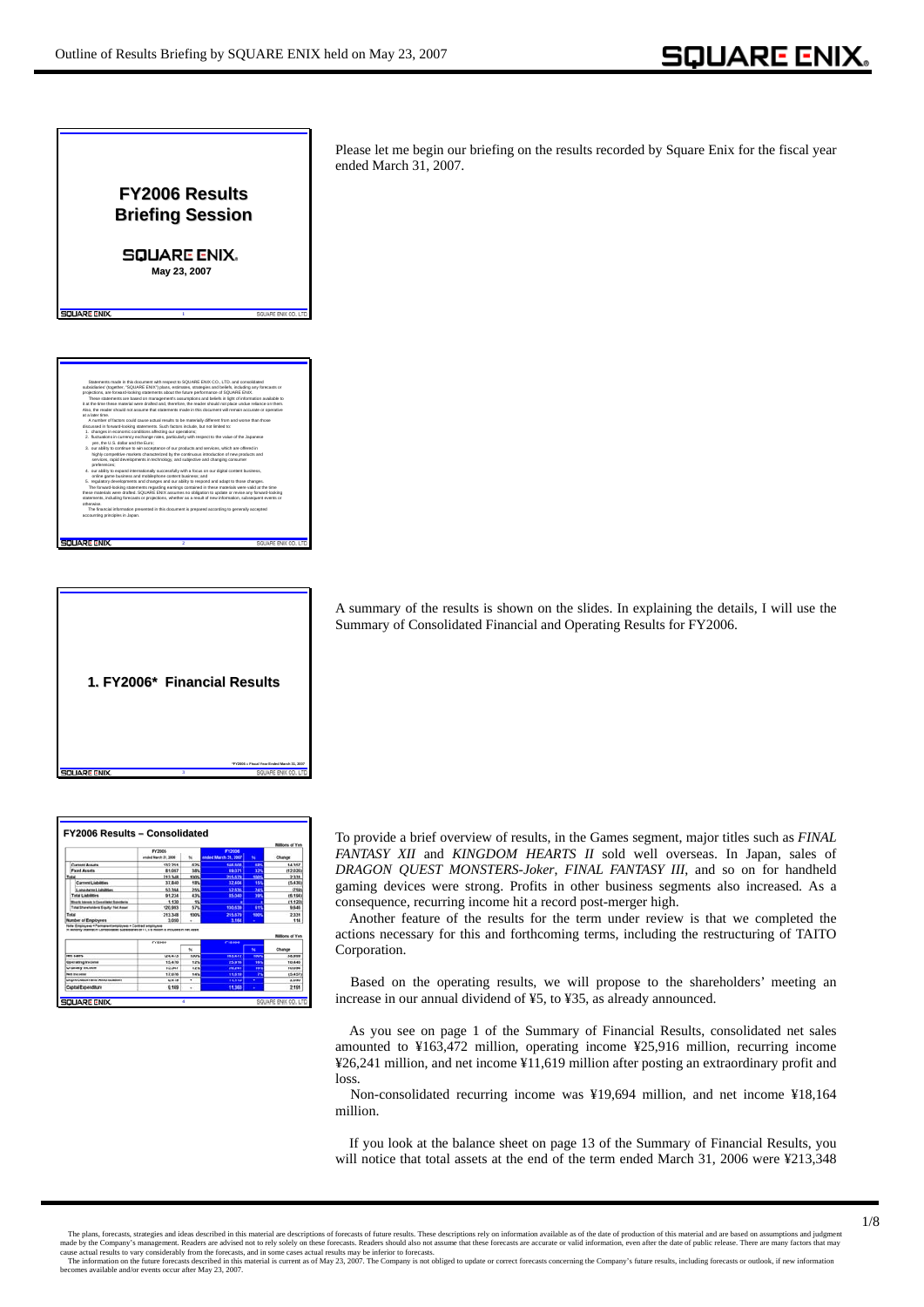**FY2006 Results Briefing Session**

SQUARE ENIX.
May 23, 2007

Please let me begin our briefing on the results recorded by Square Enix for the fiscal year ended March 31, 2007.

Statements made in this document with respect to SQUARE ENIX CO., LTD. and consolidated subsidiaries' (together, "SQUARE ENIX") plans, estimates, strategies and beliefs, including any forecasts or projections, are forward-looking statements about the future performance of SQUARE ENIX. These statements are based on management's assumptions and beliefs in light of information available to it at the time these material were drafted and, therefore, the reader should not place undue reliance on them. Also, the reader should not assume that statements made in this document will remain accurate or operative at a later time.

A number of factors could cause actual results to be materially different from and worse than those discussed in forward-looking statements. Such factors include, but not limited to:

1. changes in economic conditions affecting our operations;
2. fluctuations in currency exchange rates, particularly with respect to the value of the Japanese yen, the U.S. dollar and the Euro;
3. our ability to continue to win acceptance of our products and services, which are offered in highly competitive markets characterized by the continuous introduction of new products and services, rapid developments in technology, and subjective and changing consumer preferences;
4. our ability to expand internationally successfully with a focus on our digital content business, online game business and mobilephone content business; and
5. regulatory developments and changes and our ability to respond and adapt to those changes.

The forward-looking statements regarding earnings contained in these materials were valid at the time these materials were drafted. SQUARE ENIX assumes no obligation to update or revise any forward-looking statements, including forecasts or projections, whether as a result of new information, subsequent events or otherwise.

The financial information presented in this document is prepared according to generally accepted accounting principles in Japan.

**1. FY2006\* Financial Results**

\*FY2006 = Fiscal Year Ended March 31, 2007

A summary of the results is shown on the slides. In explaining the details, I will use the Summary of Consolidated Financial and Operating Results for FY2006.

**FY2006 Results – Consolidated**

Millions of Yen

| | FY2005 ended March 31, 2006 | % | FY2006 ended March 31, 2007 | % | Change |
|---|---|---|---|---|---|
| Current Assets | 132,258 | 62% | 146,608 | 68% | 14,350 |
| Fixed Assets | 81,087 | 38% | 69,071 | 32% | (12,016) |
| Total | 213,348 | 100% | 215,679 | 100% | 2,331 |
| Current Liabilities | 37,840 | 18% | 32,404 | 15% | (5,436) |
| Long-term Liabilities | 53,384 | 25% | 52,634 | 24% | (750) |
| Total Liabilities | 91,224 | 43% | 85,040 | 39% | (6,184) |
| Minority Interests in Consolidated Subsidiaries | 1,130 | 1% | - | - | (1,130) |
| Total Shareholders' Equity / Net Asset | 120,993 | 57% | 130,638 | 61% | 9,645 |
| Total | 213,348 | 100% | 215,679 | 100% | 2,331 |
| Number of Employees | 3,050 | - | 3,166 | - | 116 |

Note: Employees = Permanent employees + Contract employees
※ Minority interests in consolidated subsidiaries of FY2006 is included in net asset.

Millions of Yen

| | FY2005 | % | FY2006 | % | Change |
|---|---|---|---|---|---|
| Net Sales | 124,473 | 100% | 163,472 | 100% | 38,999 |
| Operating Income | 15,470 | 12% | 25,916 | 16% | 10,446 |
| Recurring Income | 15,547 | 12% | 26,241 | 16% | 10,694 |
| Net Income | 17,076 | 14% | 11,619 | 7% | (5,457) |
| Depreciation and Amortization | 4,438 | - | 7,135 | - | 2,697 |
| Capital Expenditure | 9,169 | - | 11,360 | - | 2,191 |

To provide a brief overview of results, in the Games segment, major titles such as *FINAL FANTASY XII* and *KINGDOM HEARTS II* sold well overseas. In Japan, sales of *DRAGON QUEST MONSTERS-Joker*, *FINAL FANTASY III*, and so on for handheld gaming devices were strong. Profits in other business segments also increased. As a consequence, recurring income hit a record post-merger high.

Another feature of the results for the term under review is that we completed the actions necessary for this and forthcoming terms, including the restructuring of TAITO Corporation.

Based on the operating results, we will propose to the shareholders' meeting an increase in our annual dividend of ¥5, to ¥35, as already announced.

As you see on page 1 of the Summary of Financial Results, consolidated net sales amounted to ¥163,472 million, operating income ¥25,916 million, recurring income ¥26,241 million, and net income ¥11,619 million after posting an extraordinary profit and loss.

Non-consolidated recurring income was ¥19,694 million, and net income ¥18,164 million.

If you look at the balance sheet on page 13 of the Summary of Financial Results, you will notice that total assets at the end of the term ended March 31, 2006 were ¥213,348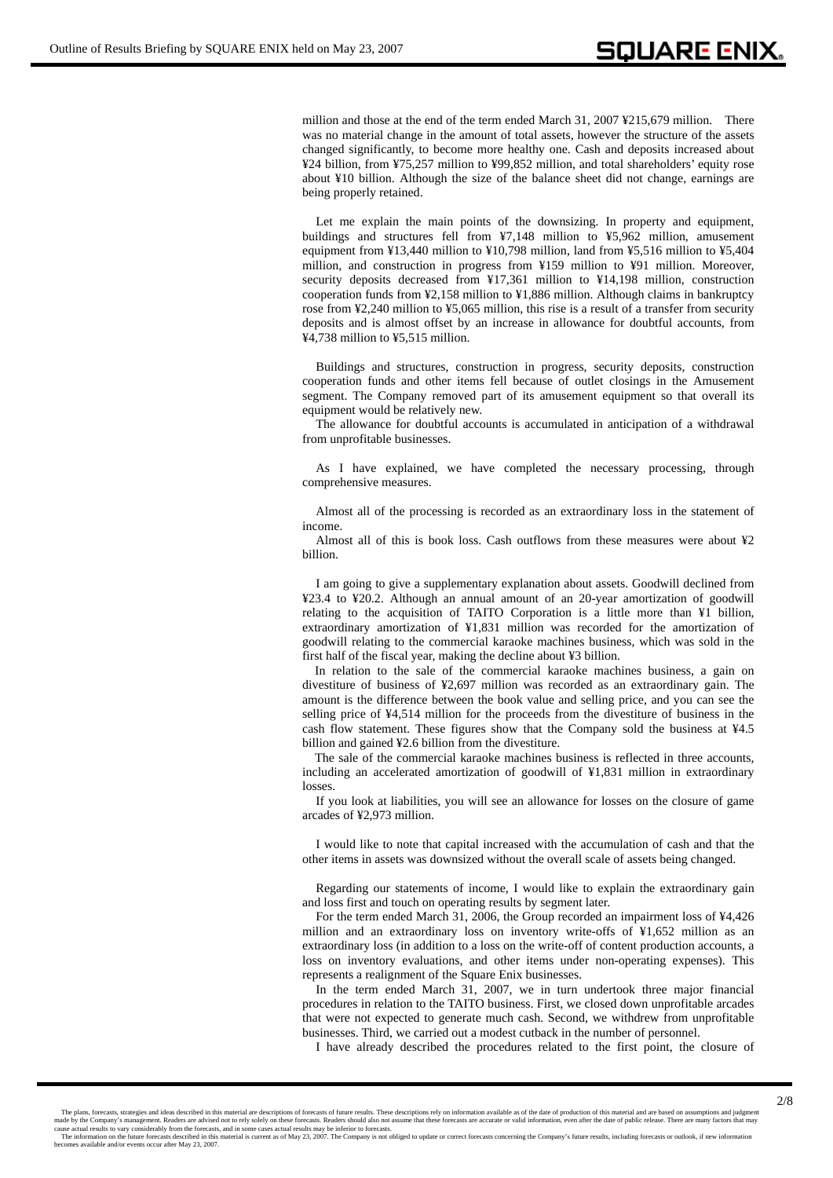million and those at the end of the term ended March 31, 2007 ¥215,679 million. There was no material change in the amount of total assets, however the structure of the assets changed significantly, to become more healthy one. Cash and deposits increased about ¥24 billion, from ¥75,257 million to ¥99,852 million, and total shareholders' equity rose about ¥10 billion. Although the size of the balance sheet did not change, earnings are being properly retained.

Let me explain the main points of the downsizing. In property and equipment, buildings and structures fell from ¥7,148 million to ¥5,962 million, amusement equipment from ¥13,440 million to ¥10,798 million, land from ¥5,516 million to ¥5,404 million, and construction in progress from ¥159 million to ¥91 million. Moreover, security deposits decreased from ¥17,361 million to ¥14,198 million, construction cooperation funds from ¥2,158 million to ¥1,886 million. Although claims in bankruptcy rose from ¥2,240 million to ¥5,065 million, this rise is a result of a transfer from security deposits and is almost offset by an increase in allowance for doubtful accounts, from ¥4,738 million to ¥5,515 million.

Buildings and structures, construction in progress, security deposits, construction cooperation funds and other items fell because of outlet closings in the Amusement segment. The Company removed part of its amusement equipment so that overall its equipment would be relatively new.

The allowance for doubtful accounts is accumulated in anticipation of a withdrawal from unprofitable businesses.

As I have explained, we have completed the necessary processing, through comprehensive measures.

Almost all of the processing is recorded as an extraordinary loss in the statement of income.

Almost all of this is book loss. Cash outflows from these measures were about ¥2 billion.

I am going to give a supplementary explanation about assets. Goodwill declined from ¥23.4 to ¥20.2. Although an annual amount of an 20-year amortization of goodwill relating to the acquisition of TAITO Corporation is a little more than ¥1 billion, extraordinary amortization of ¥1,831 million was recorded for the amortization of goodwill relating to the commercial karaoke machines business, which was sold in the first half of the fiscal year, making the decline about ¥3 billion.

In relation to the sale of the commercial karaoke machines business, a gain on divestiture of business of ¥2,697 million was recorded as an extraordinary gain. The amount is the difference between the book value and selling price, and you can see the selling price of ¥4,514 million for the proceeds from the divestiture of business in the cash flow statement. These figures show that the Company sold the business at ¥4.5 billion and gained ¥2.6 billion from the divestiture.

The sale of the commercial karaoke machines business is reflected in three accounts, including an accelerated amortization of goodwill of ¥1,831 million in extraordinary losses.

If you look at liabilities, you will see an allowance for losses on the closure of game arcades of ¥2,973 million.

I would like to note that capital increased with the accumulation of cash and that the other items in assets was downsized without the overall scale of assets being changed.

Regarding our statements of income, I would like to explain the extraordinary gain and loss first and touch on operating results by segment later.

For the term ended March 31, 2006, the Group recorded an impairment loss of ¥4,426 million and an extraordinary loss on inventory write-offs of ¥1,652 million as an extraordinary loss (in addition to a loss on the write-off of content production accounts, a loss on inventory evaluations, and other items under non-operating expenses). This represents a realignment of the Square Enix businesses.

In the term ended March 31, 2007, we in turn undertook three major financial procedures in relation to the TAITO business. First, we closed down unprofitable arcades that were not expected to generate much cash. Second, we withdrew from unprofitable businesses. Third, we carried out a modest cutback in the number of personnel.

I have already described the procedures related to the first point, the closure of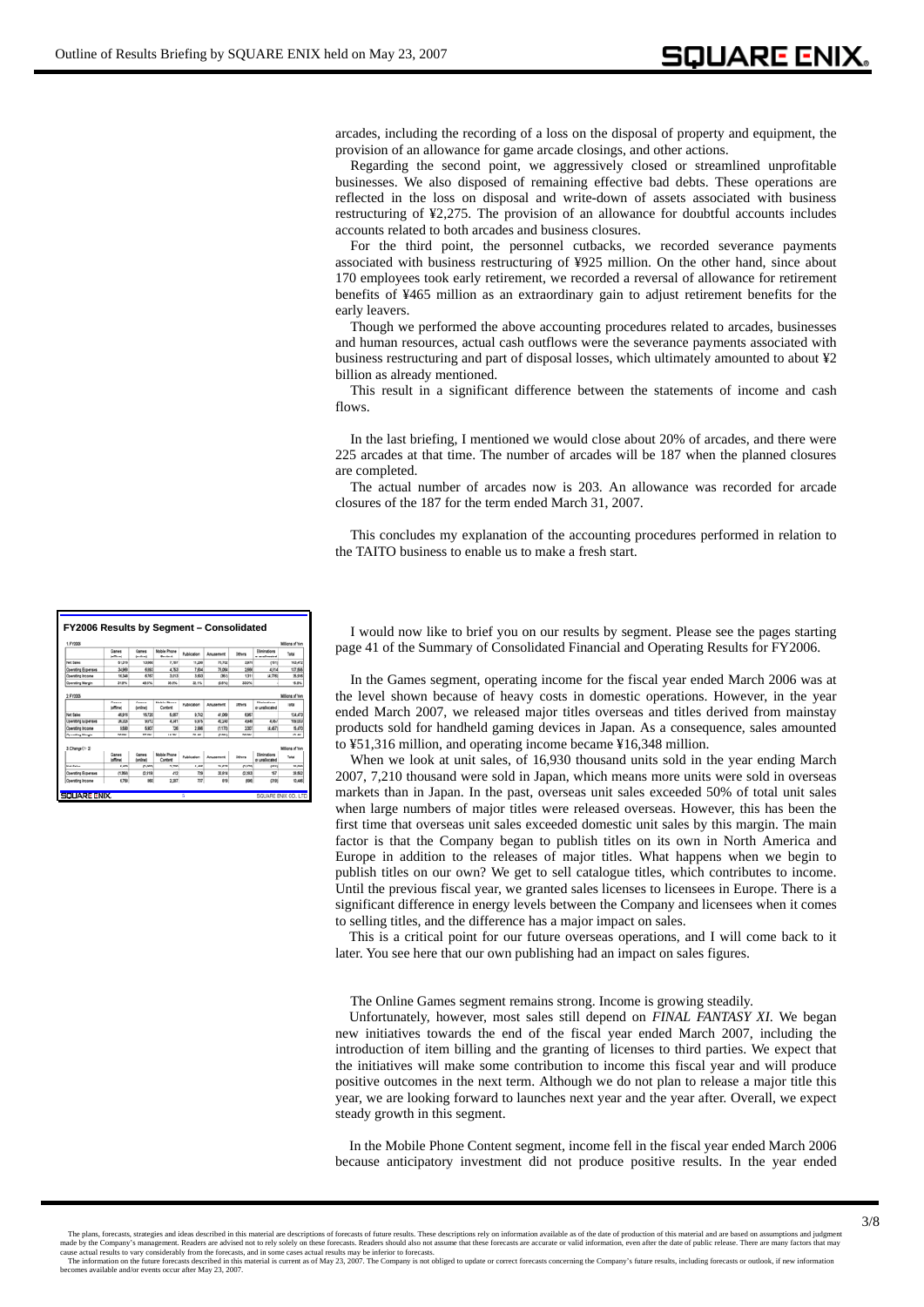arcades, including the recording of a loss on the disposal of property and equipment, the provision of an allowance for game arcade closings, and other actions.

Regarding the second point, we aggressively closed or streamlined unprofitable businesses. We also disposed of remaining effective bad debts. These operations are reflected in the loss on disposal and write-down of assets associated with business restructuring of ¥2,275. The provision of an allowance for doubtful accounts includes accounts related to both arcades and business closures.

For the third point, the personnel cutbacks, we recorded severance payments associated with business restructuring of ¥925 million. On the other hand, since about 170 employees took early retirement, we recorded a reversal of allowance for retirement benefits of ¥465 million as an extraordinary gain to adjust retirement benefits for the early leavers.

Though we performed the above accounting procedures related to arcades, businesses and human resources, actual cash outflows were the severance payments associated with business restructuring and part of disposal losses, which ultimately amounted to about ¥2 billion as already mentioned.

This result in a significant difference between the statements of income and cash flows.

In the last briefing, I mentioned we would close about 20% of arcades, and there were 225 arcades at that time. The number of arcades will be 187 when the planned closures are completed.

The actual number of arcades now is 203. An allowance was recorded for arcade closures of the 187 for the term ended March 31, 2007.

This concludes my explanation of the accounting procedures performed in relation to the TAITO business to enable us to make a fresh start.

**FY2006 Results by Segment – Consolidated**

1. FY2006 (Millions of Yen)

| | Games (offline) | Games (online) | Mobile Phone Content | Publication | Amusement | Others | Eliminations or unallocated | Total |
|---|---|---|---|---|---|---|---|---|
| Net Sales | 51,316 | 13,966 | 7,797 | 11,209 | 73,732 | 2,831 | (181) | 163,472 |
| Operating Expenses | 34,968 | 6,060 | 4,783 | 7,604 | 75,084 | 2,866 | 4,314 | 137,556 |
| Operating Income | 16,348 | 6,787 | 3,013 | 3,603 | (961) | 1,011 | (4,778) | 25,916 |
| Operating Margin | 31.9% | 48.6% | 38.6% | 32.1% | (0.6%) | 35.7% | | 15.9% |

2. FY2005 (Millions of Yen)

| | Games (offline) | Games (online) | Mobile Phone Content | Publication | Amusement | Others | Eliminations or unallocated | Total |
|---|---|---|---|---|---|---|---|---|
| Net Sales | 40,915 | 16,720 | 5,857 | 9,712 | 41,099 | 6,967 | | 124,473 |
| Operating Expenses | 36,020 | 9,972 | 4,441 | 6,815 | 42,240 | 4,946 | 6,957 | 109,003 |
| Operating Income | 9,590 | 5,907 | 726 | 2,896 | (1,170) | 2,001 | (6,457) | 15,470 |

3. Change (1 - 2) (Millions of Yen)

| | Games (offline) | Games (online) | Mobile Phone Content | Publication | Amusement | Others | Eliminations or unallocated | Total |
|---|---|---|---|---|---|---|---|---|
| Operating Expenses | (1,956) | (3,119) | 412 | 709 | 30,814 | (3,263) | 157 | 28,553 |
| Operating Income | 6,758 | 880 | 2,287 | 707 | 619 | (990) | (319) | 10,446 |

I would now like to brief you on our results by segment. Please see the pages starting page 41 of the Summary of Consolidated Financial and Operating Results for FY2006.

In the Games segment, operating income for the fiscal year ended March 2006 was at the level shown because of heavy costs in domestic operations. However, in the year ended March 2007, we released major titles overseas and titles derived from mainstay products sold for handheld gaming devices in Japan. As a consequence, sales amounted to ¥51,316 million, and operating income became ¥16,348 million.

When we look at unit sales, of 16,930 thousand units sold in the year ending March 2007, 7,210 thousand were sold in Japan, which means more units were sold in overseas markets than in Japan. In the past, overseas unit sales exceeded 50% of total unit sales when large numbers of major titles were released overseas. However, this has been the first time that overseas unit sales exceeded domestic unit sales by this margin. The main factor is that the Company began to publish titles on its own in North America and Europe in addition to the releases of major titles. What happens when we begin to publish titles on our own? We get to sell catalogue titles, which contributes to income. Until the previous fiscal year, we granted sales licenses to licensees in Europe. There is a significant difference in energy levels between the Company and licensees when it comes to selling titles, and the difference has a major impact on sales.

This is a critical point for our future overseas operations, and I will come back to it later. You see here that our own publishing had an impact on sales figures.

The Online Games segment remains strong. Income is growing steadily.

Unfortunately, however, most sales still depend on *FINAL FANTASY XI*. We began new initiatives towards the end of the fiscal year ended March 2007, including the introduction of item billing and the granting of licenses to third parties. We expect that the initiatives will make some contribution to income this fiscal year and will produce positive outcomes in the next term. Although we do not plan to release a major title this year, we are looking forward to launches next year and the year after. Overall, we expect steady growth in this segment.

In the Mobile Phone Content segment, income fell in the fiscal year ended March 2006 because anticipatory investment did not produce positive results. In the year ended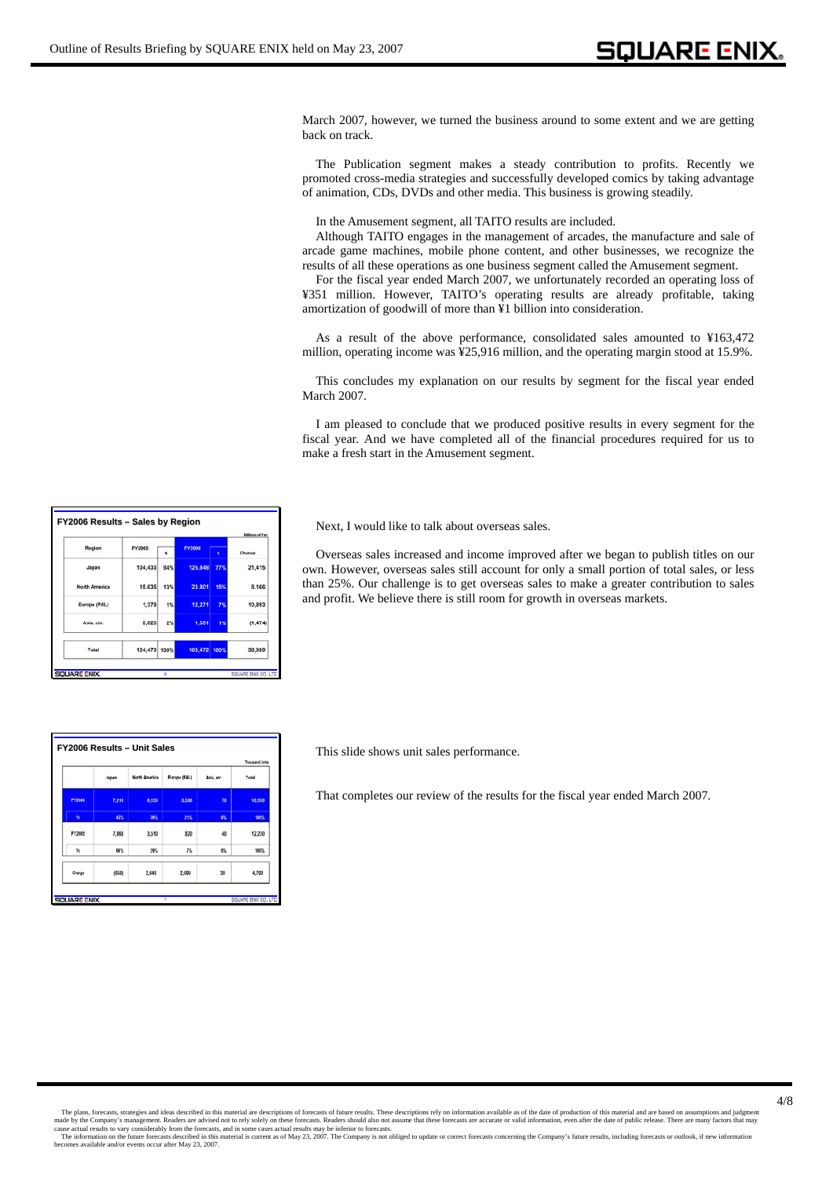March 2007, however, we turned the business around to some extent and we are getting back on track.

The Publication segment makes a steady contribution to profits. Recently we promoted cross-media strategies and successfully developed comics by taking advantage of animation, CDs, DVDs and other media. This business is growing steadily.

In the Amusement segment, all TAITO results are included.

Although TAITO engages in the management of arcades, the manufacture and sale of arcade game machines, mobile phone content, and other businesses, we recognize the results of all these operations as one business segment called the Amusement segment.

For the fiscal year ended March 2007, we unfortunately recorded an operating loss of ¥351 million. However, TAITO's operating results are already profitable, taking amortization of goodwill of more than ¥1 billion into consideration.

As a result of the above performance, consolidated sales amounted to ¥163,472 million, operating income was ¥25,916 million, and the operating margin stood at 15.9%.

This concludes my explanation on our results by segment for the fiscal year ended March 2007.

I am pleased to conclude that we produced positive results in every segment for the fiscal year. And we have completed all of the financial procedures required for us to make a fresh start in the Amusement segment.

**FY2006 Results – Sales by Region**

Millions of Yen

| Region | FY2005 | % | FY2006 | % | Change |
|---|---|---|---|---|---|
| Japan | 104,433 | 84% | 125,848 | 77% | 21,415 |
| North America | 15,635 | 13% | 23,801 | 15% | 8,166 |
| Europe (PAL) | 1,378 | 1% | 12,271 | 7% | 10,893 |
| Asia, etc. | 3,025 | 2% | 1,551 | 1% | (1,474) |
| Total | 124,473 | 100% | 163,472 | 100% | 38,999 |

Next, I would like to talk about overseas sales.

Overseas sales increased and income improved after we began to publish titles on our own. However, overseas sales still account for only a small portion of total sales, or less than 25%. Our challenge is to get overseas sales to make a greater contribution to sales and profit. We believe there is still room for growth in overseas markets.

**FY2006 Results – Unit Sales**

Thousand Units

| | Japan | North America | Europe (PAL) | Asia, etc. | Total |
|---|---|---|---|---|---|
| FY2006 | 7,210 | 6,150 | 3,500 | 70 | 16,930 |
| % | 43% | 36% | 21% | 0% | 100% |
| FY2005 | 7,860 | 3,510 | 820 | 40 | 12,230 |
| % | 64% | 29% | 7% | 0% | 100% |
| Change | (650) | 2,640 | 2,680 | 30 | 4,700 |

This slide shows unit sales performance.

That completes our review of the results for the fiscal year ended March 2007.

The plans, forecasts, strategies and ideas described in this material are descriptions of forecasts of future results. These descriptions rely on information available as of the date of production of this material and are based on assumptions and judgment made by the Company's management. Readers are advised not to rely solely on these forecasts. Readers should also not assume that these forecasts are accurate or valid information, even after the date of public release. There are many factors that may cause actual results to vary considerably from the forecasts, and in some cases actual results may be inferior to forecasts.

The information on the future forecasts described in this material is current as of May 23, 2007. The Company is not obliged to update or correct forecasts concerning the Company's future results, including forecasts or outlook, if new information becomes available and/or events occur after May 23, 2007.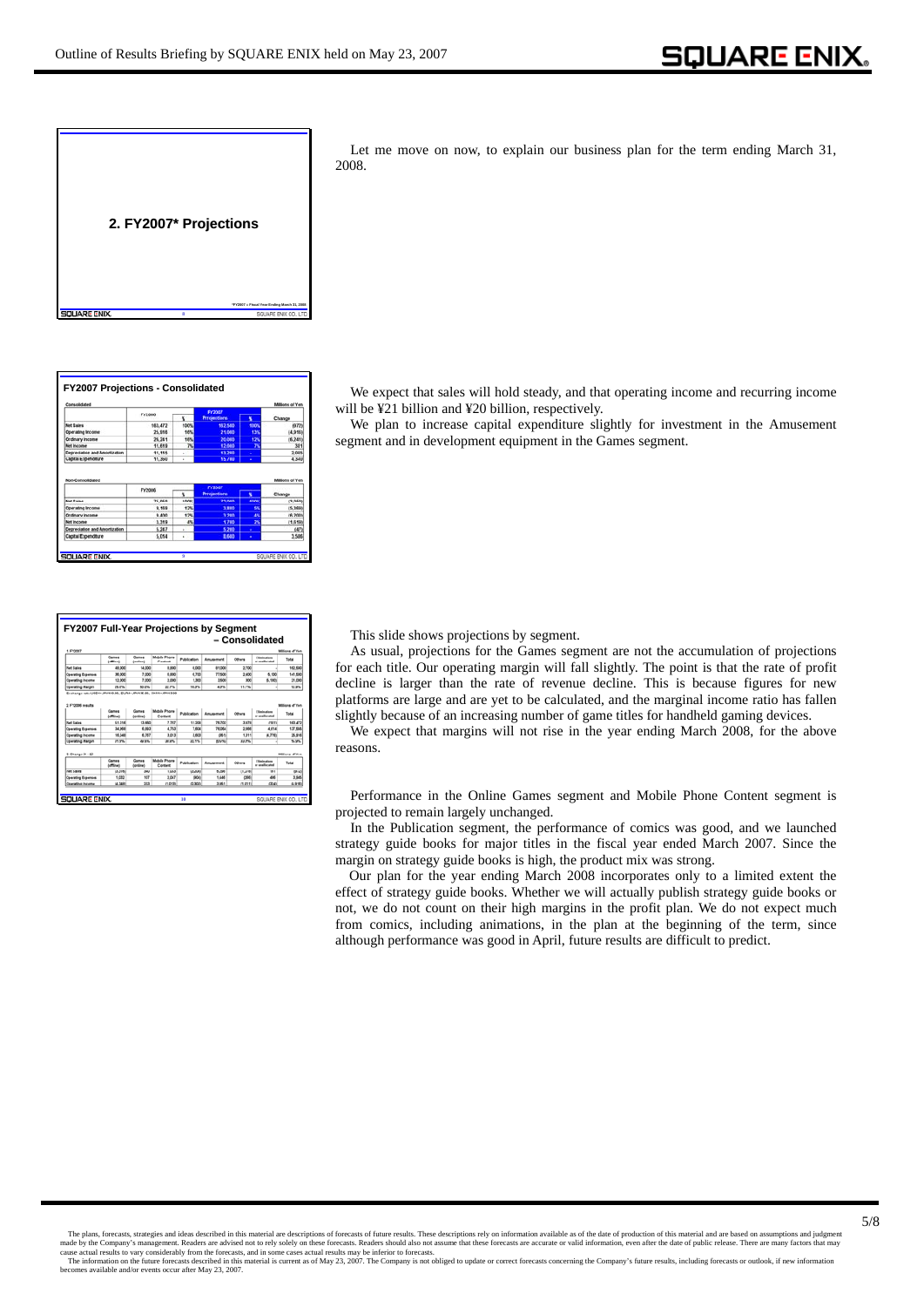## 2. FY2007* Projections

*FY2007 = Fiscal Year Ending March 31, 2008

Let me move on now, to explain our business plan for the term ending March 31, 2008.

### FY2007 Projections - Consolidated

Consolidated — Millions of Yen

| | FY2006 | % | FY2007 Projections | % | Change |
|---|---|---|---|---|---|
| Net Sales | 163,472 | 100% | 162,500 | 100% | (972) |
| Operating Income | 25,916 | 16% | 21,000 | 13% | (4,916) |
| Ordinary Income | 26,241 | 16% | 20,000 | 12% | (6,241) |
| Net Income | 11,619 | 7% | 12,000 | 7% | 381 |
| Depreciation and Amortization | 11,155 | - | 13,200 | - | 2,045 |
| Capital Expenditure | 11,360 | - | 15,700 | - | 4,340 |

Non-Consolidated — Millions of Yen

| | FY2006 | % | FY2007 Projections | % | Change |
|---|---|---|---|---|---|
| Net Sales | 71,563 | 100% | 70,000 | 100% | (1,563) |
| Operating Income | 9,169 | 13% | 3,800 | 5% | (5,369) |
| Ordinary Income | 9,450 | 13% | 3,200 | 4% | (6,250) |
| Net Income | 3,319 | 4% | 1,700 | 2% | (1,619) |
| Depreciation and Amortization | 5,247 | - | 5,200 | - | (47) |
| Capital Expenditure | 5,054 | - | 8,600 | - | 3,546 |

We expect that sales will hold steady, and that operating income and recurring income will be ¥21 billion and ¥20 billion, respectively.

We plan to increase capital expenditure slightly for investment in the Amusement segment and in development equipment in the Games segment.

### FY2007 Full-Year Projections by Segment – Consolidated

1. FY2007 — Millions of Yen

| | Games (offline) | Games (online) | Mobile Phone Content | Publication | Amusement | Others | Eliminations or unallocated | Total |
|---|---|---|---|---|---|---|---|---|
| Net Sales | 48,000 | 14,000 | 8,800 | 9,000 | 81,000 | 2,700 | - | 162,500 |
| Operating Expenses | 36,000 | 7,000 | 6,800 | 4,700 | 77,500 | 2,400 | 6,100 | 141,500 |
| Operating Income | 12,000 | 7,000 | 2,000 | 1,300 | 3,500 | 300 | (6,100) | 21,000 |
| Operating Margin | 25.0% | 50.0% | 22.7% | 16.0% | 4.3% | 11.1% | - | 12.9% |

2. FY2006 results — Millions of Yen

| | Games (offline) | Games (online) | Mobile Phone Content | Publication | Amusement | Others | Eliminations or unallocated | Total |
|---|---|---|---|---|---|---|---|---|
| Net Sales | 51,318 | 13,683 | 7,767 | 11,309 | 75,703 | 3,879 | (191) | 163,472 |
| Operating Expenses | 34,968 | 6,893 | 4,753 | 7,604 | 76,364 | 2,668 | 4,614 | 137,556 |
| Operating Income | 16,349 | 6,787 | 3,013 | 3,603 | (661) | 1,211 | (4,776) | 25,916 |
| Operating Margin | 31.9% | 49.6% | 38.8% | 32.1% | (0.9%) | 31.2% | - | 15.9% |

3. Change (1 - 2) — Millions of Yen

| | Games (offline) | Games (online) | Mobile Phone Content | Publication | Amusement | Others | Eliminations or unallocated | Total |
|---|---|---|---|---|---|---|---|---|
| Net Sales | (3,318) | 317 | 1,033 | (2,309) | 5,297 | (1,179) | 191 | (972) |
| Operating Expenses | 1,032 | 107 | 2,047 | (904) | 1,136 | (268) | 486 | 3,945 |
| Operating Income | (4,349) | 213 | (1,013) | (2,303) | 4,161 | (911) | (324) | (4,916) |

This slide shows projections by segment.

As usual, projections for the Games segment are not the accumulation of projections for each title. Our operating margin will fall slightly. The point is that the rate of profit decline is larger than the rate of revenue decline. This is because figures for new platforms are large and are yet to be calculated, and the marginal income ratio has fallen slightly because of an increasing number of game titles for handheld gaming devices.

We expect that margins will not rise in the year ending March 2008, for the above reasons.

Performance in the Online Games segment and Mobile Phone Content segment is projected to remain largely unchanged.

In the Publication segment, the performance of comics was good, and we launched strategy guide books for major titles in the fiscal year ended March 2007. Since the margin on strategy guide books is high, the product mix was strong.

Our plan for the year ending March 2008 incorporates only to a limited extent the effect of strategy guide books. Whether we will actually publish strategy guide books or not, we do not count on their high margins in the profit plan. We do not expect much from comics, including animations, in the plan at the beginning of the term, since although performance was good in April, future results are difficult to predict.

The plans, forecasts, strategies and ideas described in this material are descriptions of forecasts of future results. These descriptions rely on information available as of the date of production of this material and are based on assumptions and judgment made by the Company's management. Readers are advised not to rely solely on these forecasts. Readers should also not assume that these forecasts are accurate or valid information, even after the date of public release. There are many factors that may cause actual results to vary considerably from the forecasts, and in some cases actual results may be inferior to forecasts.
The information on the future forecasts described in this material is current as of May 23, 2007. The Company is not obliged to update or correct forecasts concerning the Company's future results, including forecasts or outlook, if new information becomes available and/or events occur after May 23, 2007.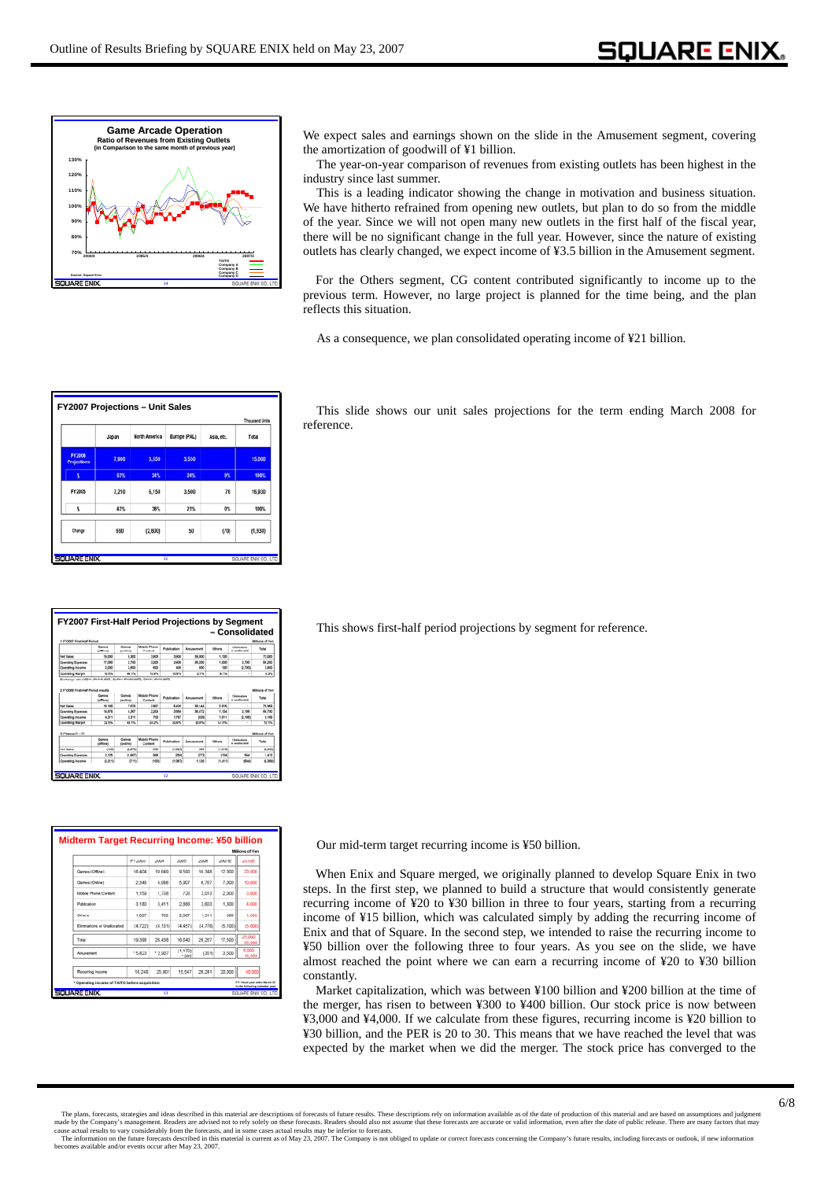### Game Arcade Operation

**Ratio of Revenues from Existing Outlets (in Comparison to the same month of previous year)**

We expect sales and earnings shown on the slide in the Amusement segment, covering the amortization of goodwill of ¥1 billion.

The year-on-year comparison of revenues from existing outlets has been highest in the industry since last summer.

This is a leading indicator showing the change in motivation and business situation. We have hitherto refrained from opening new outlets, but plan to do so from the middle of the year. Since we will not open many new outlets in the first half of the fiscal year, there will be no significant change in the full year. However, since the nature of existing outlets has clearly changed, we expect income of ¥3.5 billion in the Amusement segment.

For the Others segment, CG content contributed significantly to income up to the previous term. However, no large project is planned for the time being, and the plan reflects this situation.

As a consequence, we plan consolidated operating income of ¥21 billion.

### FY2007 Projections – Unit Sales

Thousand Units

| | Japan | North America | Europe (PAL) | Asia, etc. | Total |
|---|---|---|---|---|---|
| FY2006 Projections | 7,900 | 3,550 | 3,550 | | 15,000 |
| % | 53% | 24% | 24% | 0% | 100% |
| FY2005 | 7,210 | 6,150 | 3,500 | 70 | 16,930 |
| % | 43% | 36% | 21% | 0% | 100% |
| Change | 690 | (2,600) | 50 | (70) | (1,930) |

This slide shows our unit sales projections for the term ending March 2008 for reference.

### FY2007 First-Half Period Projections by Segment – Consolidated

This shows first-half period projections by segment for reference.

### Midterm Target Recurring Income: ¥50 billion

Millions of Yen

| | FY2003 | 2004 | 2005 | 2006 | 2007E | 2010E |
|---|---|---|---|---|---|---|
| Games (Offline) | 16,604 | 19,649 | 9,560 | 14,348 | 12,000 | 20,000 |
| Games (Online) | 2,348 | 4,586 | 5,907 | 6,767 | 7,000 | 10,000 |
| Mobile Phone Content | 1,159 | 1,738 | 728 | 3,013 | 2,000 | 3,000 |
| Publication | 3,180 | 3,411 | 2,866 | 3,603 | 1,300 | 4,000 |
| Others | 1,027 | 702 | 2,007 | 1,311 | 000 | 1,000 |
| Eliminations or Unallocated | (4,722) | (4,131) | (4,457) | (4,776) | (5,100) | (5,000) |
| Total | 19,398 | 26,438 | 16,640 | 26,267 | 17,500 | 25,000 ~35,000 |
| Amusement | *5,823 | *2,907 | (1,170) *390 | (351) | 3,500 | 5,000 ~10,000 |
| Recurring Income | 18,248 | 25,901 | 15,547 | 26,241 | 20,000 | 50,000 |

* Operating income of TAITO before acquisition

When Enix and Square merged, we originally planned to develop Square Enix in two steps. In the first step, we planned to build a structure that would consistently generate recurring income of ¥20 to ¥30 billion in three to four years, starting from a recurring income of ¥15 billion, which was calculated simply by adding the recurring income of Enix and that of Square. In the second step, we intended to raise the recurring income to ¥50 billion over the following three to four years. As you see on the slide, we have almost reached the point where we can earn a recurring income of ¥20 to ¥30 billion constantly.

Market capitalization, which was between ¥100 billion and ¥200 billion at the time of the merger, has risen to between ¥300 to ¥400 billion. Our stock price is now between ¥3,000 and ¥4,000. If we calculate from these figures, recurring income is ¥20 billion to ¥30 billion, and the PER is 20 to 30. This means that we have reached the level that was expected by the market when we did the merger. The stock price has converged to the

The plans, forecasts, strategies and ideas described in this material are descriptions of forecasts of future results. These descriptions rely on information available as of the date of production of this material and are based on assumptions and judgment made by the Company's management. Readers are advised not to rely solely on these forecasts. Readers should also not assume that these forecasts are accurate or valid information, even after the date of public release. There are many factors that may cause actual results to vary considerably from the forecasts, and in some cases actual results may be inferior to forecasts.
The information on the future forecasts described in this material is current as of May 23, 2007. The Company is not obliged to update or correct forecasts concerning the Company's future results, including forecasts or outlook, if new information becomes available and/or events occur after May 23, 2007.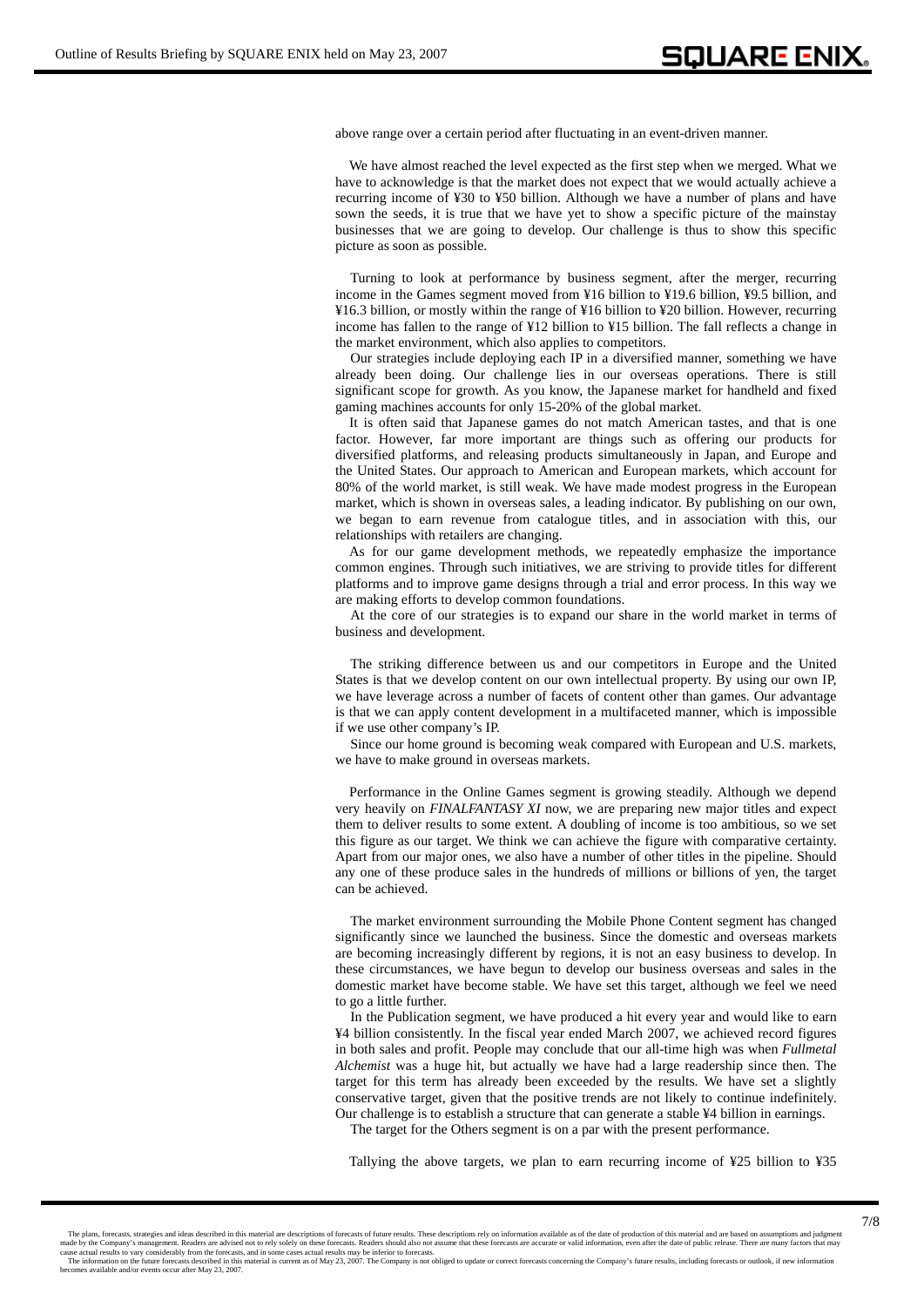above range over a certain period after fluctuating in an event-driven manner.

We have almost reached the level expected as the first step when we merged. What we have to acknowledge is that the market does not expect that we would actually achieve a recurring income of ¥30 to ¥50 billion. Although we have a number of plans and have sown the seeds, it is true that we have yet to show a specific picture of the mainstay businesses that we are going to develop. Our challenge is thus to show this specific picture as soon as possible.

Turning to look at performance by business segment, after the merger, recurring income in the Games segment moved from ¥16 billion to ¥19.6 billion, ¥9.5 billion, and ¥16.3 billion, or mostly within the range of ¥16 billion to ¥20 billion. However, recurring income has fallen to the range of ¥12 billion to ¥15 billion. The fall reflects a change in the market environment, which also applies to competitors.

Our strategies include deploying each IP in a diversified manner, something we have already been doing. Our challenge lies in our overseas operations. There is still significant scope for growth. As you know, the Japanese market for handheld and fixed gaming machines accounts for only 15-20% of the global market.

It is often said that Japanese games do not match American tastes, and that is one factor. However, far more important are things such as offering our products for diversified platforms, and releasing products simultaneously in Japan, and Europe and the United States. Our approach to American and European markets, which account for 80% of the world market, is still weak. We have made modest progress in the European market, which is shown in overseas sales, a leading indicator. By publishing on our own, we began to earn revenue from catalogue titles, and in association with this, our relationships with retailers are changing.

As for our game development methods, we repeatedly emphasize the importance common engines. Through such initiatives, we are striving to provide titles for different platforms and to improve game designs through a trial and error process. In this way we are making efforts to develop common foundations.

At the core of our strategies is to expand our share in the world market in terms of business and development.

The striking difference between us and our competitors in Europe and the United States is that we develop content on our own intellectual property. By using our own IP, we have leverage across a number of facets of content other than games. Our advantage is that we can apply content development in a multifaceted manner, which is impossible if we use other company's IP.

Since our home ground is becoming weak compared with European and U.S. markets, we have to make ground in overseas markets.

Performance in the Online Games segment is growing steadily. Although we depend very heavily on *FINALFANTASY XI* now, we are preparing new major titles and expect them to deliver results to some extent. A doubling of income is too ambitious, so we set this figure as our target. We think we can achieve the figure with comparative certainty. Apart from our major ones, we also have a number of other titles in the pipeline. Should any one of these produce sales in the hundreds of millions or billions of yen, the target can be achieved.

The market environment surrounding the Mobile Phone Content segment has changed significantly since we launched the business. Since the domestic and overseas markets are becoming increasingly different by regions, it is not an easy business to develop. In these circumstances, we have begun to develop our business overseas and sales in the domestic market have become stable. We have set this target, although we feel we need to go a little further.

In the Publication segment, we have produced a hit every year and would like to earn ¥4 billion consistently. In the fiscal year ended March 2007, we achieved record figures in both sales and profit. People may conclude that our all-time high was when *Fullmetal Alchemist* was a huge hit, but actually we have had a large readership since then. The target for this term has already been exceeded by the results. We have set a slightly conservative target, given that the positive trends are not likely to continue indefinitely. Our challenge is to establish a structure that can generate a stable ¥4 billion in earnings.

The target for the Others segment is on a par with the present performance.

Tallying the above targets, we plan to earn recurring income of ¥25 billion to ¥35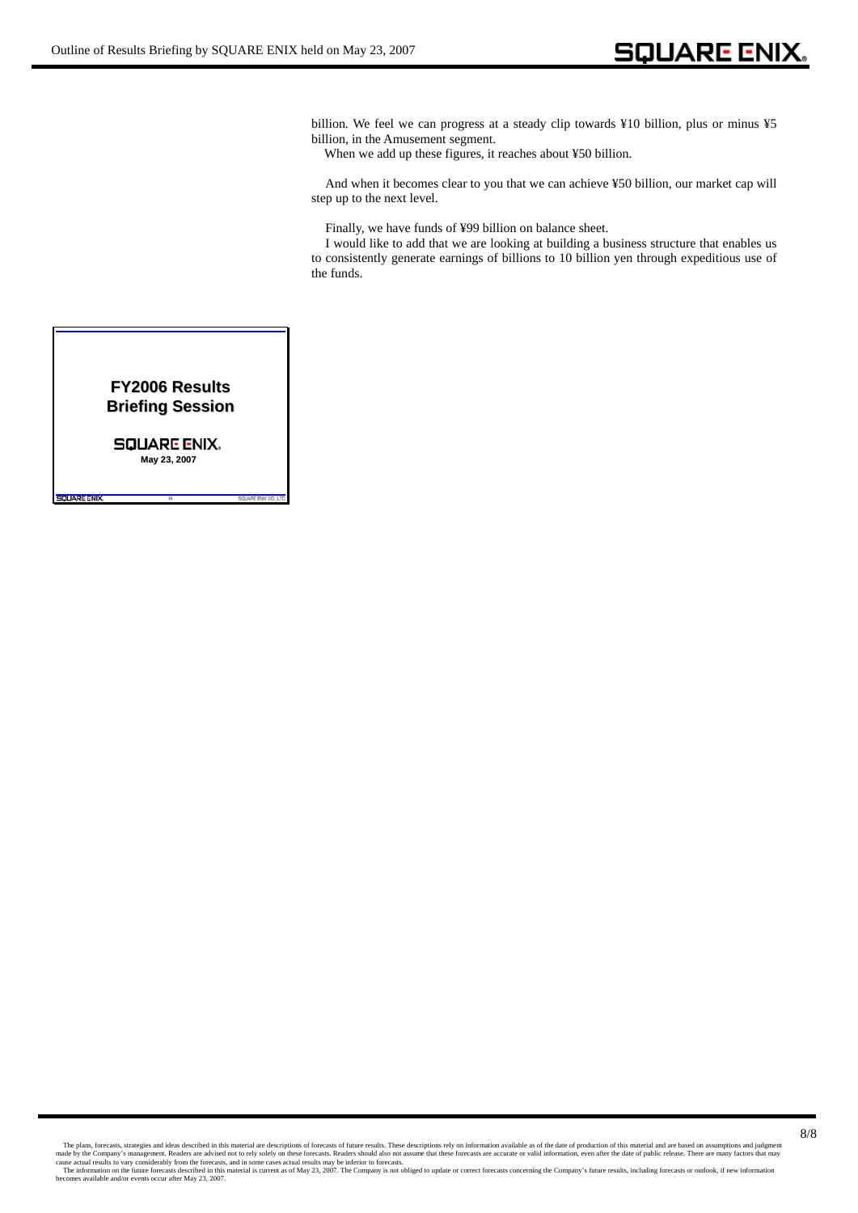billion. We feel we can progress at a steady clip towards ¥10 billion, plus or minus ¥5 billion, in the Amusement segment.

When we add up these figures, it reaches about ¥50 billion.

And when it becomes clear to you that we can achieve ¥50 billion, our market cap will step up to the next level.

Finally, we have funds of ¥99 billion on balance sheet.

I would like to add that we are looking at building a business structure that enables us to consistently generate earnings of billions to 10 billion yen through expeditious use of the funds.

**FY2006 Results Briefing Session**

SQUARE ENIX.

May 23, 2007

The plans, forecasts, strategies and ideas described in this material are descriptions of forecasts of future results. These descriptions rely on information available as of the date of production of this material and are based on assumptions and judgment made by the Company's management. Readers are advised not to rely solely on these forecasts. Readers should also not assume that these forecasts are accurate or valid information, even after the date of public release. There are many factors that may cause actual results to vary considerably from the forecasts, and in some cases actual results may be inferior to forecasts.

The information on the future forecasts described in this material is current as of May 23, 2007. The Company is not obliged to update or correct forecasts concerning the Company's future results, including forecasts or outlook, if new information becomes available and/or events occur after May 23, 2007.